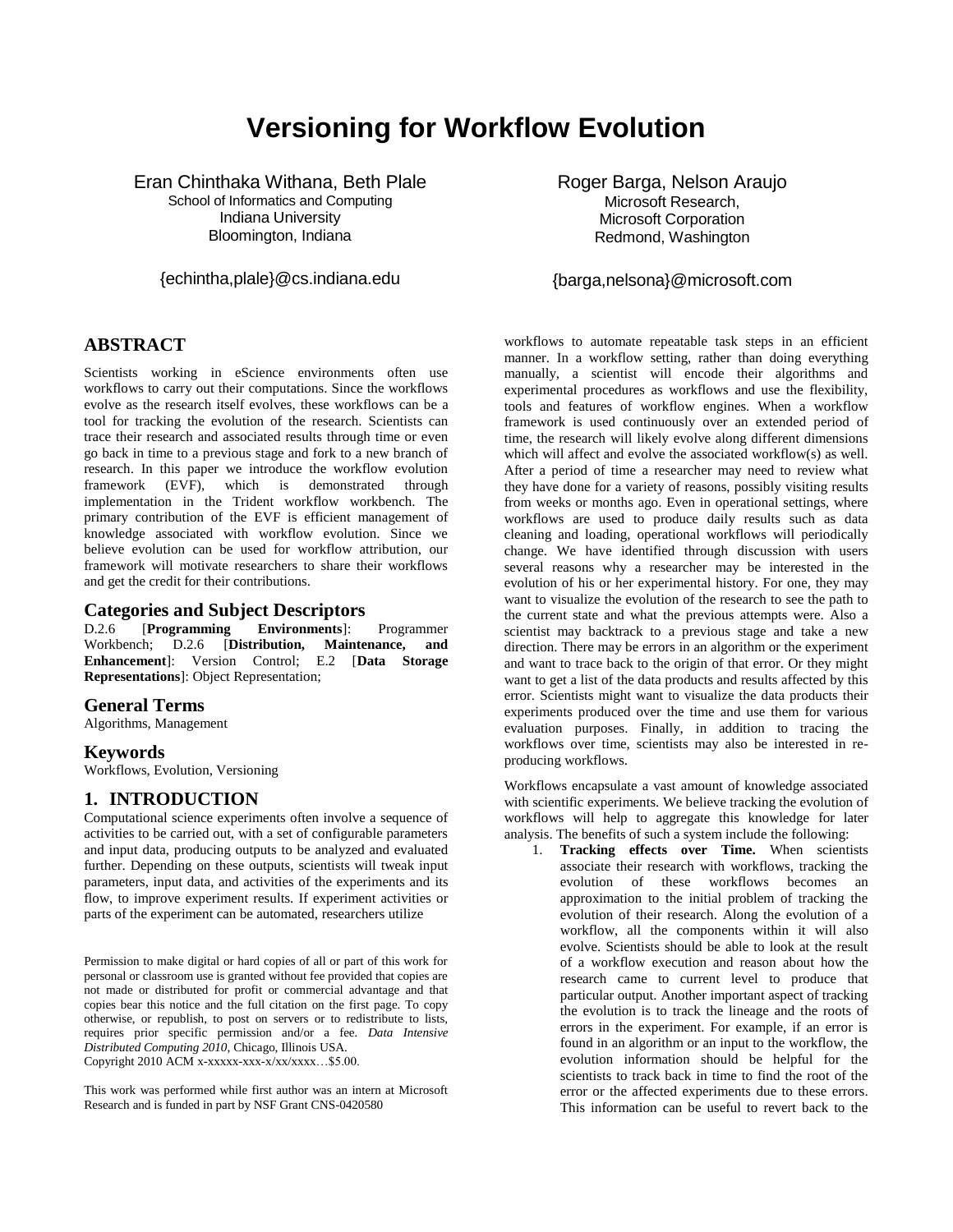# Versioning for Workflow Evolution

Eran Chinthaka Withana, Beth Plale
School of Informatics and Computing
Indiana University
Bloomington, Indiana

{echintha,plale}@cs.indiana.edu

Roger Barga, Nelson Araujo
Microsoft Research,
Microsoft Corporation
Redmond, Washington

{barga,nelsona}@microsoft.com

## ABSTRACT

Scientists working in eScience environments often use workflows to carry out their computations. Since the workflows evolve as the research itself evolves, these workflows can be a tool for tracking the evolution of the research. Scientists can trace their research and associated results through time or even go back in time to a previous stage and fork to a new branch of research. In this paper we introduce the workflow evolution framework (EVF), which is demonstrated through implementation in the Trident workflow workbench. The primary contribution of the EVF is efficient management of knowledge associated with workflow evolution. Since we believe evolution can be used for workflow attribution, our framework will motivate researchers to share their workflows and get the credit for their contributions.

### Categories and Subject Descriptors

D.2.6 [**Programming Environments**]: Programmer Workbench; D.2.6 [**Distribution, Maintenance, and Enhancement**]: Version Control; E.2 [**Data Storage Representations**]: Object Representation;

### General Terms

Algorithms, Management

### Keywords

Workflows, Evolution, Versioning

## 1. INTRODUCTION

Computational science experiments often involve a sequence of activities to be carried out, with a set of configurable parameters and input data, producing outputs to be analyzed and evaluated further. Depending on these outputs, scientists will tweak input parameters, input data, and activities of the experiments and its flow, to improve experiment results. If experiment activities or parts of the experiment can be automated, researchers utilize workflows to automate repeatable task steps in an efficient manner. In a workflow setting, rather than doing everything manually, a scientist will encode their algorithms and experimental procedures as workflows and use the flexibility, tools and features of workflow engines. When a workflow framework is used continuously over an extended period of time, the research will likely evolve along different dimensions which will affect and evolve the associated workflow(s) as well. After a period of time a researcher may need to review what they have done for a variety of reasons, possibly visiting results from weeks or months ago. Even in operational settings, where workflows are used to produce daily results such as data cleaning and loading, operational workflows will periodically change. We have identified through discussion with users several reasons why a researcher may be interested in the evolution of his or her experimental history. For one, they may want to visualize the evolution of the research to see the path to the current state and what the previous attempts were. Also a scientist may backtrack to a previous stage and take a new direction. There may be errors in an algorithm or the experiment and want to trace back to the origin of that error. Or they might want to get a list of the data products and results affected by this error. Scientists might want to visualize the data products their experiments produced over the time and use them for various evaluation purposes. Finally, in addition to tracing the workflows over time, scientists may also be interested in re-producing workflows.

Workflows encapsulate a vast amount of knowledge associated with scientific experiments. We believe tracking the evolution of workflows will help to aggregate this knowledge for later analysis. The benefits of such a system include the following:

1. **Tracking effects over Time.** When scientists associate their research with workflows, tracking the evolution of these workflows becomes an approximation to the initial problem of tracking the evolution of their research. Along the evolution of a workflow, all the components within it will also evolve. Scientists should be able to look at the result of a workflow execution and reason about how the research came to current level to produce that particular output. Another important aspect of tracking the evolution is to track the lineage and the roots of errors in the experiment. For example, if an error is found in an algorithm or an input to the workflow, the evolution information should be helpful for the scientists to track back in time to find the root of the error or the affected experiments due to these errors. This information can be useful to revert back to the

Permission to make digital or hard copies of all or part of this work for personal or classroom use is granted without fee provided that copies are not made or distributed for profit or commercial advantage and that copies bear this notice and the full citation on the first page. To copy otherwise, or republish, to post on servers or to redistribute to lists, requires prior specific permission and/or a fee. *Data Intensive Distributed Computing 2010*, Chicago, Illinois USA.
Copyright 2010 ACM x-xxxxx-xxx-x/xx/xxxx…$5.00.

This work was performed while first author was an intern at Microsoft Research and is funded in part by NSF Grant CNS-0420580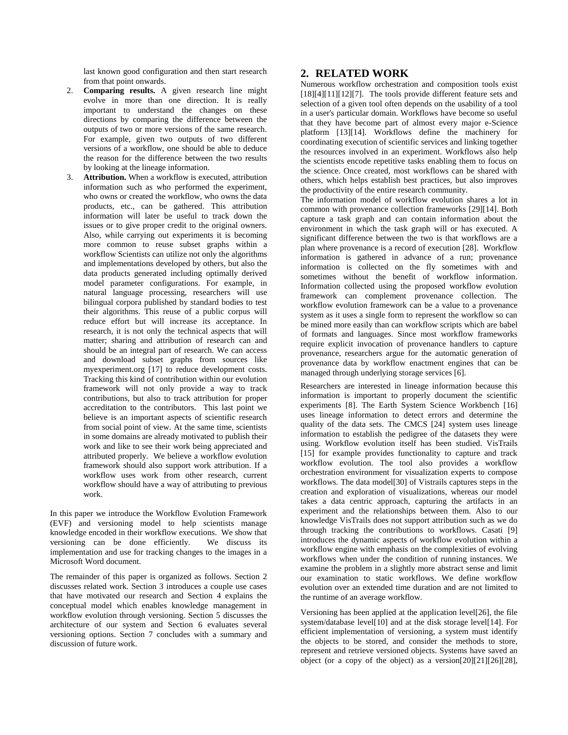last known good configuration and then start research from that point onwards.

2. **Comparing results.** A given research line might evolve in more than one direction. It is really important to understand the changes on these directions by comparing the difference between the outputs of two or more versions of the same research. For example, given two outputs of two different versions of a workflow, one should be able to deduce the reason for the difference between the two results by looking at the lineage information.
3. **Attribution.** When a workflow is executed, attribution information such as who performed the experiment, who owns or created the workflow, who owns the data products, etc., can be gathered. This attribution information will later be useful to track down the issues or to give proper credit to the original owners. Also, while carrying out experiments it is becoming more common to reuse subset graphs within a workflow Scientists can utilize not only the algorithms and implementations developed by others, but also the data products generated including optimally derived model parameter configurations. For example, in natural language processing, researchers will use bilingual corpora published by standard bodies to test their algorithms. This reuse of a public corpus will reduce effort but will increase its acceptance. In research, it is not only the technical aspects that will matter; sharing and attribution of research can and should be an integral part of research. We can access and download subset graphs from sources like myexperiment.org [17] to reduce development costs. Tracking this kind of contribution within our evolution framework will not only provide a way to track contributions, but also to track attribution for proper accreditation to the contributors. This last point we believe is an important aspects of scientific research from social point of view. At the same time, scientists in some domains are already motivated to publish their work and like to see their work being appreciated and attributed properly. We believe a workflow evolution framework should also support work attribution. If a workflow uses work from other research, current workflow should have a way of attributing to previous work.

In this paper we introduce the Workflow Evolution Framework (EVF) and versioning model to help scientists manage knowledge encoded in their workflow executions. We show that versioning can be done efficiently. We discuss its implementation and use for tracking changes to the images in a Microsoft Word document.

The remainder of this paper is organized as follows. Section 2 discusses related work. Section 3 introduces a couple use cases that have motivated our research and Section 4 explains the conceptual model which enables knowledge management in workflow evolution through versioning. Section 5 discusses the architecture of our system and Section 6 evaluates several versioning options. Section 7 concludes with a summary and discussion of future work.

## 2. RELATED WORK

Numerous workflow orchestration and composition tools exist [18][4][11][12][7]. The tools provide different feature sets and selection of a given tool often depends on the usability of a tool in a user's particular domain. Workflows have become so useful that they have become part of almost every major e-Science platform [13][14]. Workflows define the machinery for coordinating execution of scientific services and linking together the resources involved in an experiment. Workflows also help the scientists encode repetitive tasks enabling them to focus on the science. Once created, most workflows can be shared with others, which helps establish best practices, but also improves the productivity of the entire research community.

The information model of workflow evolution shares a lot in common with provenance collection frameworks [29][14]. Both capture a task graph and can contain information about the environment in which the task graph will or has executed. A significant difference between the two is that workflows are a plan where provenance is a record of execution [28]. Workflow information is gathered in advance of a run; provenance information is collected on the fly sometimes with and sometimes without the benefit of workflow information. Information collected using the proposed workflow evolution framework can complement provenance collection. The workflow evolution framework can be a value to a provenance system as it uses a single form to represent the workflow so can be mined more easily than can workflow scripts which are babel of formats and languages. Since most workflow frameworks require explicit invocation of provenance handlers to capture provenance, researchers argue for the automatic generation of provenance data by workflow enactment engines that can be managed through underlying storage services [6].

Researchers are interested in lineage information because this information is important to properly document the scientific experiments [8]. The Earth System Science Workbench [16] uses lineage information to detect errors and determine the quality of the data sets. The CMCS [24] system uses lineage information to establish the pedigree of the datasets they were using. Workflow evolution itself has been studied. VisTrails [15] for example provides functionality to capture and track workflow evolution. The tool also provides a workflow orchestration environment for visualization experts to compose workflows. The data model[30] of Vistrails captures steps in the creation and exploration of visualizations, whereas our model takes a data centric approach, capturing the artifacts in an experiment and the relationships between them. Also to our knowledge VisTrails does not support attribution such as we do through tracking the contributions to workflows. Casati [9] introduces the dynamic aspects of workflow evolution within a workflow engine with emphasis on the complexities of evolving workflows when under the condition of running instances. We examine the problem in a slightly more abstract sense and limit our examination to static workflows. We define workflow evolution over an extended time duration and are not limited to the runtime of an average workflow.

Versioning has been applied at the application level[26], the file system/database level[10] and at the disk storage level[14]. For efficient implementation of versioning, a system must identify the objects to be stored, and consider the methods to store, represent and retrieve versioned objects. Systems have saved an object (or a copy of the object) as a version[20][21][26][28],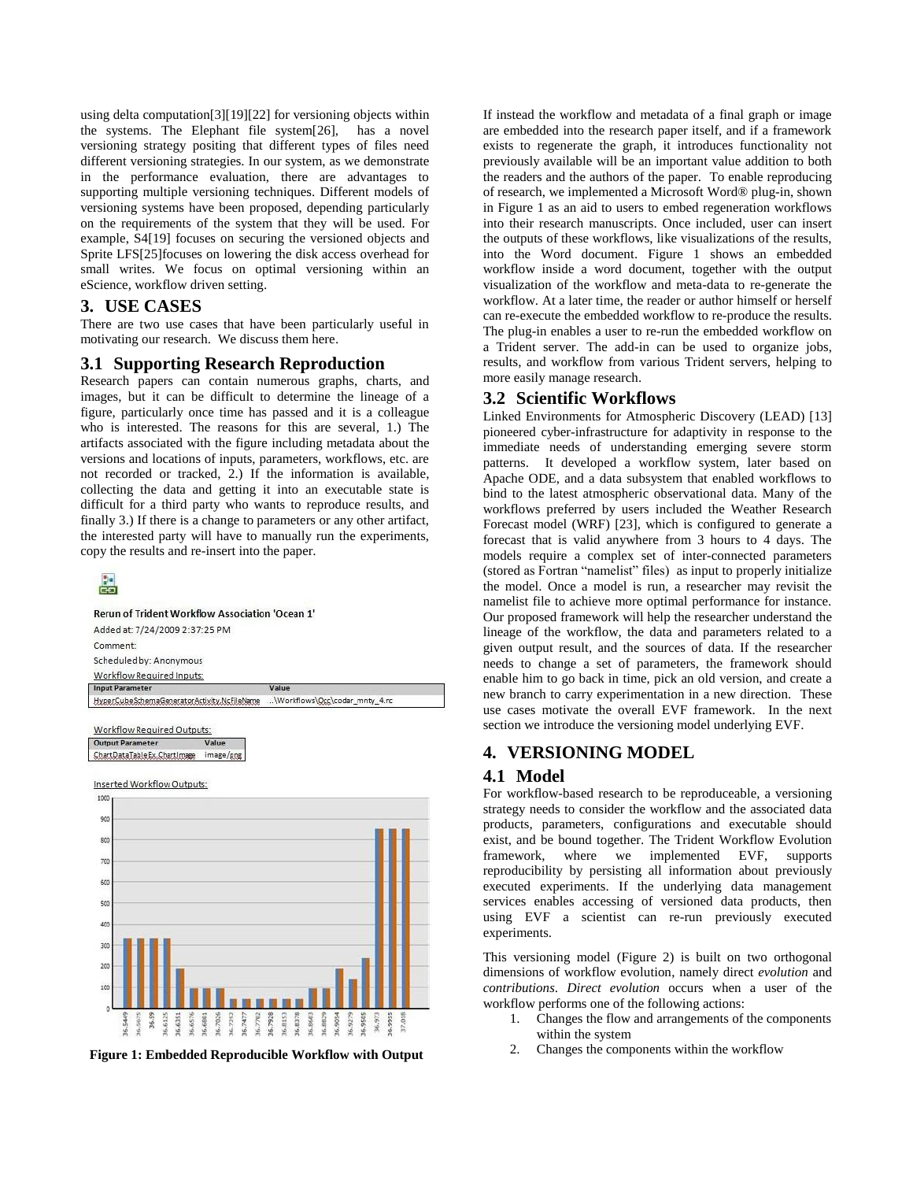using delta computation[3][19][22] for versioning objects within the systems. The Elephant file system[26], has a novel versioning strategy positing that different types of files need different versioning strategies. In our system, as we demonstrate in the performance evaluation, there are advantages to supporting multiple versioning techniques. Different models of versioning systems have been proposed, depending particularly on the requirements of the system that they will be used. For example, S4[19] focuses on securing the versioned objects and Sprite LFS[25]focuses on lowering the disk access overhead for small writes. We focus on optimal versioning within an eScience, workflow driven setting.

## 3. USE CASES

There are two use cases that have been particularly useful in motivating our research. We discuss them here.

### 3.1 Supporting Research Reproduction

Research papers can contain numerous graphs, charts, and images, but it can be difficult to determine the lineage of a figure, particularly once time has passed and it is a colleague who is interested. The reasons for this are several, 1.) The artifacts associated with the figure including metadata about the versions and locations of inputs, parameters, workflows, etc. are not recorded or tracked, 2.) If the information is available, collecting the data and getting it into an executable state is difficult for a third party who wants to reproduce results, and finally 3.) If there is a change to parameters or any other artifact, the interested party will have to manually run the experiments, copy the results and re-insert into the paper.

Rerun of Trident Workflow Association 'Ocean 1'

Added at: 7/24/2009 2:37:25 PM

Comment:

Scheduled by: Anonymous

Workflow Required Inputs:

| Input Parameter | Value |
| --- | --- |
| HyperCubeSchemaGeneratorActivity.NcFileName | ..\Workflows\Occ\codar_mnty_4.nc |

Workflow Required Outputs:

| Output Parameter | Value |
| --- | --- |
| ChartDataTableEx.ChartImage | image/png |

Inserted Workflow Outputs:

**Figure 1: Embedded Reproducible Workflow with Output**

If instead the workflow and metadata of a final graph or image are embedded into the research paper itself, and if a framework exists to regenerate the graph, it introduces functionality not previously available will be an important value addition to both the readers and the authors of the paper. To enable reproducing of research, we implemented a Microsoft Word® plug-in, shown in Figure 1 as an aid to users to embed regeneration workflows into their research manuscripts. Once included, user can insert the outputs of these workflows, like visualizations of the results, into the Word document. Figure 1 shows an embedded workflow inside a word document, together with the output visualization of the workflow and meta-data to re-generate the workflow. At a later time, the reader or author himself or herself can re-execute the embedded workflow to re-produce the results. The plug-in enables a user to re-run the embedded workflow on a Trident server. The add-in can be used to organize jobs, results, and workflow from various Trident servers, helping to more easily manage research.

### 3.2 Scientific Workflows

Linked Environments for Atmospheric Discovery (LEAD) [13] pioneered cyber-infrastructure for adaptivity in response to the immediate needs of understanding emerging severe storm patterns. It developed a workflow system, later based on Apache ODE, and a data subsystem that enabled workflows to bind to the latest atmospheric observational data. Many of the workflows preferred by users included the Weather Research Forecast model (WRF) [23], which is configured to generate a forecast that is valid anywhere from 3 hours to 4 days. The models require a complex set of inter-connected parameters (stored as Fortran "namelist" files) as input to properly initialize the model. Once a model is run, a researcher may revisit the namelist file to achieve more optimal performance for instance. Our proposed framework will help the researcher understand the lineage of the workflow, the data and parameters related to a given output result, and the sources of data. If the researcher needs to change a set of parameters, the framework should enable him to go back in time, pick an old version, and create a new branch to carry experimentation in a new direction. These use cases motivate the overall EVF framework. In the next section we introduce the versioning model underlying EVF.

## 4. VERSIONING MODEL

### 4.1 Model

For workflow-based research to be reproduceable, a versioning strategy needs to consider the workflow and the associated data products, parameters, configurations and executable should exist, and be bound together. The Trident Workflow Evolution framework, where we implemented EVF, supports reproducibility by persisting all information about previously executed experiments. If the underlying data management services enables accessing of versioned data products, then using EVF a scientist can re-run previously executed experiments.

This versioning model (Figure 2) is built on two orthogonal dimensions of workflow evolution, namely direct *evolution* and *contributions*. *Direct evolution* occurs when a user of the workflow performs one of the following actions:

1. Changes the flow and arrangements of the components within the system
2. Changes the components within the workflow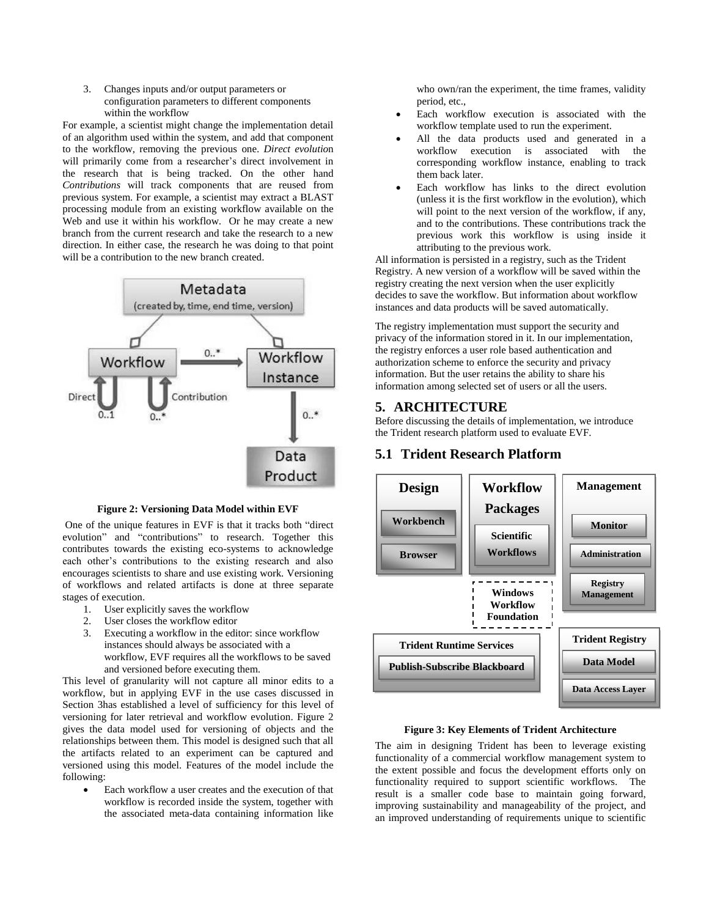3. Changes inputs and/or output parameters or configuration parameters to different components within the workflow

For example, a scientist might change the implementation detail of an algorithm used within the system, and add that component to the workflow, removing the previous one. *Direct evolution* will primarily come from a researcher's direct involvement in the research that is being tracked. On the other hand *Contributions* will track components that are reused from previous system. For example, a scientist may extract a BLAST processing module from an existing workflow available on the Web and use it within his workflow. Or he may create a new branch from the current research and take the research to a new direction. In either case, the research he was doing to that point will be a contribution to the new branch created.

**Figure 2: Versioning Data Model within EVF**

One of the unique features in EVF is that it tracks both "direct evolution" and "contributions" to research. Together this contributes towards the existing eco-systems to acknowledge each other's contributions to the existing research and also encourages scientists to share and use existing work. Versioning of workflows and related artifacts is done at three separate stages of execution.

1. User explicitly saves the workflow
2. User closes the workflow editor
3. Executing a workflow in the editor: since workflow instances should always be associated with a workflow, EVF requires all the workflows to be saved and versioned before executing them.

This level of granularity will not capture all minor edits to a workflow, but in applying EVF in the use cases discussed in Section 3has established a level of sufficiency for this level of versioning for later retrieval and workflow evolution. Figure 2 gives the data model used for versioning of objects and the relationships between them. This model is designed such that all the artifacts related to an experiment can be captured and versioned using this model. Features of the model include the following:

- Each workflow a user creates and the execution of that workflow is recorded inside the system, together with the associated meta-data containing information like who own/ran the experiment, the time frames, validity period, etc.,
- Each workflow execution is associated with the workflow template used to run the experiment.
- All the data products used and generated in a workflow execution is associated with the corresponding workflow instance, enabling to track them back later.
- Each workflow has links to the direct evolution (unless it is the first workflow in the evolution), which will point to the next version of the workflow, if any, and to the contributions. These contributions track the previous work this workflow is using inside it attributing to the previous work.

All information is persisted in a registry, such as the Trident Registry. A new version of a workflow will be saved within the registry creating the next version when the user explicitly decides to save the workflow. But information about workflow instances and data products will be saved automatically.

The registry implementation must support the security and privacy of the information stored in it. In our implementation, the registry enforces a user role based authentication and authorization scheme to enforce the security and privacy information. But the user retains the ability to share his information among selected set of users or all the users.

# 5. ARCHITECTURE

Before discussing the details of implementation, we introduce the Trident research platform used to evaluate EVF.

## 5.1 Trident Research Platform

**Figure 3: Key Elements of Trident Architecture**

The aim in designing Trident has been to leverage existing functionality of a commercial workflow management system to the extent possible and focus the development efforts only on functionality required to support scientific workflows. The result is a smaller code base to maintain going forward, improving sustainability and manageability of the project, and an improved understanding of requirements unique to scientific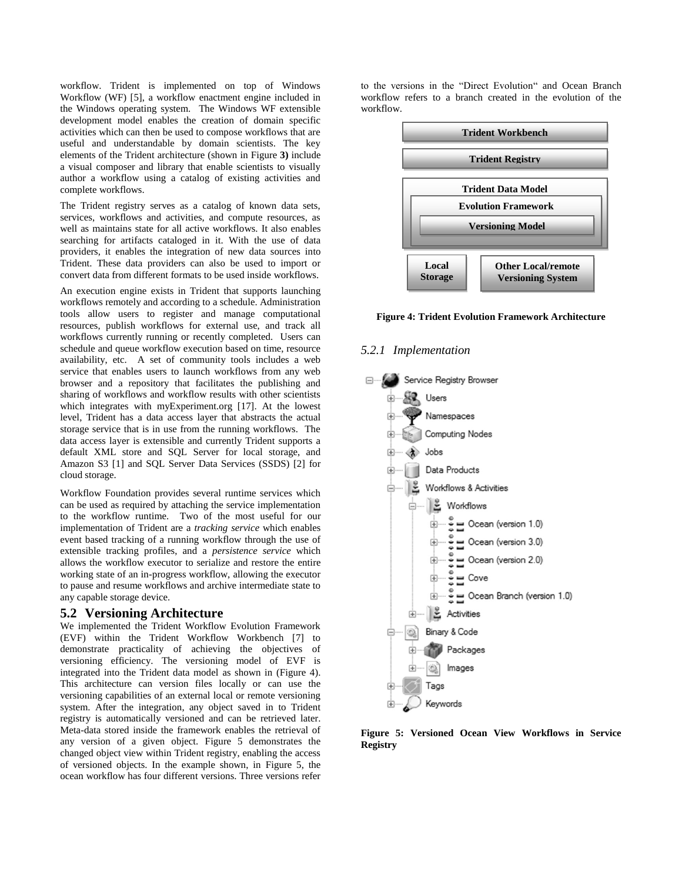workflow. Trident is implemented on top of Windows Workflow (WF) [5], a workflow enactment engine included in the Windows operating system. The Windows WF extensible development model enables the creation of domain specific activities which can then be used to compose workflows that are useful and understandable by domain scientists. The key elements of the Trident architecture (shown in Figure **3)** include a visual composer and library that enable scientists to visually author a workflow using a catalog of existing activities and complete workflows.

The Trident registry serves as a catalog of known data sets, services, workflows and activities, and compute resources, as well as maintains state for all active workflows. It also enables searching for artifacts cataloged in it. With the use of data providers, it enables the integration of new data sources into Trident. These data providers can also be used to import or convert data from different formats to be used inside workflows.

An execution engine exists in Trident that supports launching workflows remotely and according to a schedule. Administration tools allow users to register and manage computational resources, publish workflows for external use, and track all workflows currently running or recently completed. Users can schedule and queue workflow execution based on time, resource availability, etc. A set of community tools includes a web service that enables users to launch workflows from any web browser and a repository that facilitates the publishing and sharing of workflows and workflow results with other scientists which integrates with myExperiment.org [17]. At the lowest level, Trident has a data access layer that abstracts the actual storage service that is in use from the running workflows. The data access layer is extensible and currently Trident supports a default XML store and SQL Server for local storage, and Amazon S3 [1] and SQL Server Data Services (SSDS) [2] for cloud storage.

Workflow Foundation provides several runtime services which can be used as required by attaching the service implementation to the workflow runtime. Two of the most useful for our implementation of Trident are a *tracking service* which enables event based tracking of a running workflow through the use of extensible tracking profiles, and a *persistence service* which allows the workflow executor to serialize and restore the entire working state of an in-progress workflow, allowing the executor to pause and resume workflows and archive intermediate state to any capable storage device.

## 5.2 Versioning Architecture

We implemented the Trident Workflow Evolution Framework (EVF) within the Trident Workflow Workbench [7] to demonstrate practicality of achieving the objectives of versioning efficiency. The versioning model of EVF is integrated into the Trident data model as shown in (Figure 4). This architecture can version files locally or can use the versioning capabilities of an external local or remote versioning system. After the integration, any object saved in to Trident registry is automatically versioned and can be retrieved later. Meta-data stored inside the framework enables the retrieval of any version of a given object. Figure 5 demonstrates the changed object view within Trident registry, enabling the access of versioned objects. In the example shown, in Figure 5, the ocean workflow has four different versions. Three versions refer to the versions in the "Direct Evolution" and Ocean Branch workflow refers to a branch created in the evolution of the workflow.

Trident Workbench

Trident Registry

Trident Data Model

Evolution Framework

Versioning Model

Local Storage

Other Local/remote Versioning System

**Figure 4: Trident Evolution Framework Architecture**

### *5.2.1 Implementation*

- Service Registry Browser
  - Users
  - Namespaces
  - Computing Nodes
  - Jobs
  - Data Products
  - Workflows & Activities
    - Workflows
      - Ocean (version 1.0)
      - Ocean (version 3.0)
      - Ocean (version 2.0)
      - Cove
      - Ocean Branch (version 1.0)
    - Activities
  - Binary & Code
    - Packages
    - Images
  - Tags
  - Keywords

**Figure 5: Versioned Ocean View Workflows in Service Registry**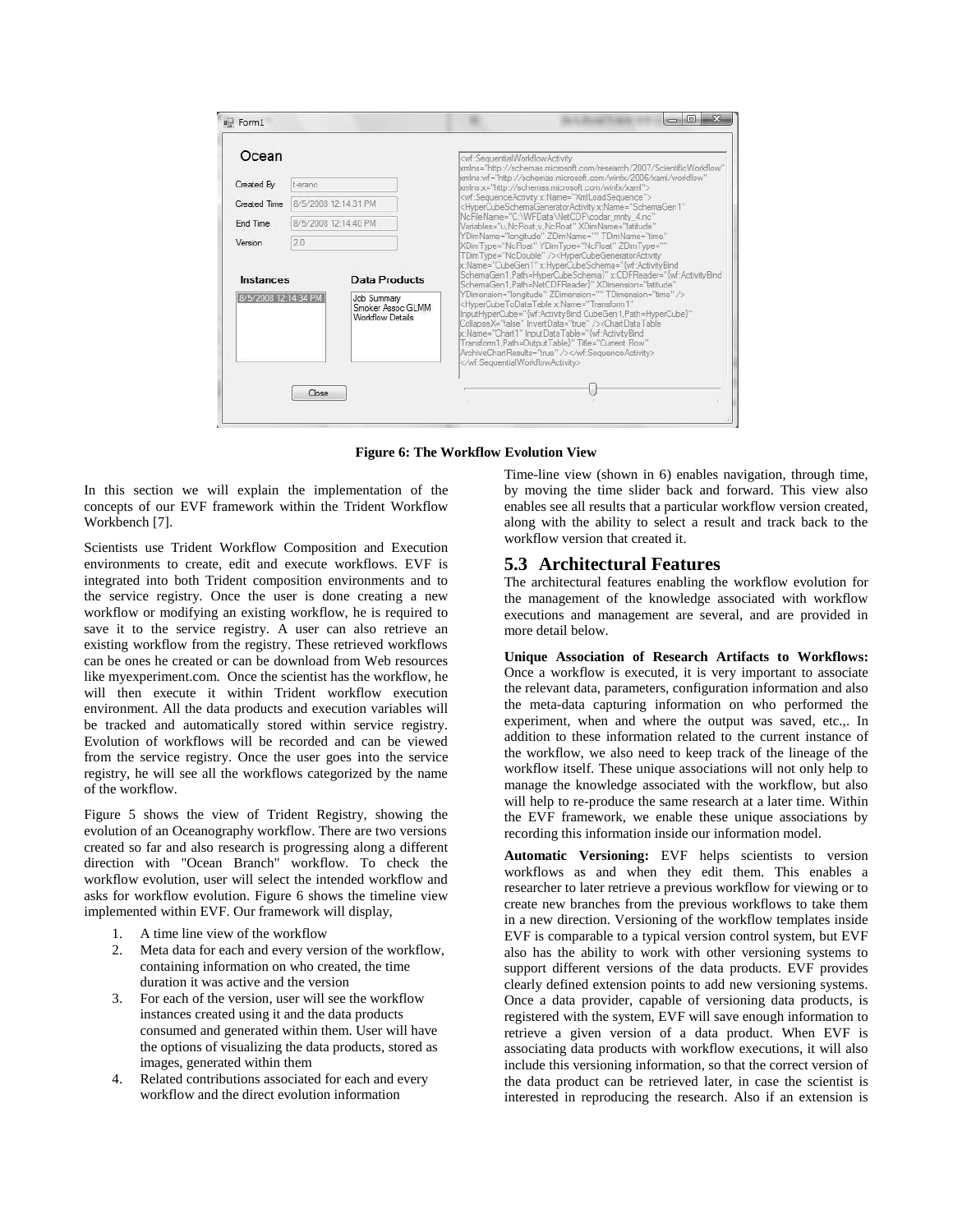**Figure 6: The Workflow Evolution View**

In this section we will explain the implementation of the concepts of our EVF framework within the Trident Workflow Workbench [7].

Scientists use Trident Workflow Composition and Execution environments to create, edit and execute workflows. EVF is integrated into both Trident composition environments and to the service registry. Once the user is done creating a new workflow or modifying an existing workflow, he is required to save it to the service registry. A user can also retrieve an existing workflow from the registry. These retrieved workflows can be ones he created or can be download from Web resources like myexperiment.com. Once the scientist has the workflow, he will then execute it within Trident workflow execution environment. All the data products and execution variables will be tracked and automatically stored within service registry. Evolution of workflows will be recorded and can be viewed from the service registry. Once the user goes into the service registry, he will see all the workflows categorized by the name of the workflow.

Figure 5 shows the view of Trident Registry, showing the evolution of an Oceanography workflow. There are two versions created so far and also research is progressing along a different direction with "Ocean Branch" workflow. To check the workflow evolution, user will select the intended workflow and asks for workflow evolution. Figure 6 shows the timeline view implemented within EVF. Our framework will display,

1. A time line view of the workflow
2. Meta data for each and every version of the workflow, containing information on who created, the time duration it was active and the version
3. For each of the version, user will see the workflow instances created using it and the data products consumed and generated within them. User will have the options of visualizing the data products, stored as images, generated within them
4. Related contributions associated for each and every workflow and the direct evolution information

Time-line view (shown in 6) enables navigation, through time, by moving the time slider back and forward. This view also enables see all results that a particular workflow version created, along with the ability to select a result and track back to the workflow version that created it.

## 5.3 Architectural Features

The architectural features enabling the workflow evolution for the management of the knowledge associated with workflow executions and management are several, and are provided in more detail below.

**Unique Association of Research Artifacts to Workflows:** Once a workflow is executed, it is very important to associate the relevant data, parameters, configuration information and also the meta-data capturing information on who performed the experiment, when and where the output was saved, etc.,. In addition to these information related to the current instance of the workflow, we also need to keep track of the lineage of the workflow itself. These unique associations will not only help to manage the knowledge associated with the workflow, but also will help to re-produce the same research at a later time. Within the EVF framework, we enable these unique associations by recording this information inside our information model.

**Automatic Versioning:** EVF helps scientists to version workflows as and when they edit them. This enables a researcher to later retrieve a previous workflow for viewing or to create new branches from the previous workflows to take them in a new direction. Versioning of the workflow templates inside EVF is comparable to a typical version control system, but EVF also has the ability to work with other versioning systems to support different versions of the data products. EVF provides clearly defined extension points to add new versioning systems. Once a data provider, capable of versioning data products, is registered with the system, EVF will save enough information to retrieve a given version of a data product. When EVF is associating data products with workflow executions, it will also include this versioning information, so that the correct version of the data product can be retrieved later, in case the scientist is interested in reproducing the research. Also if an extension is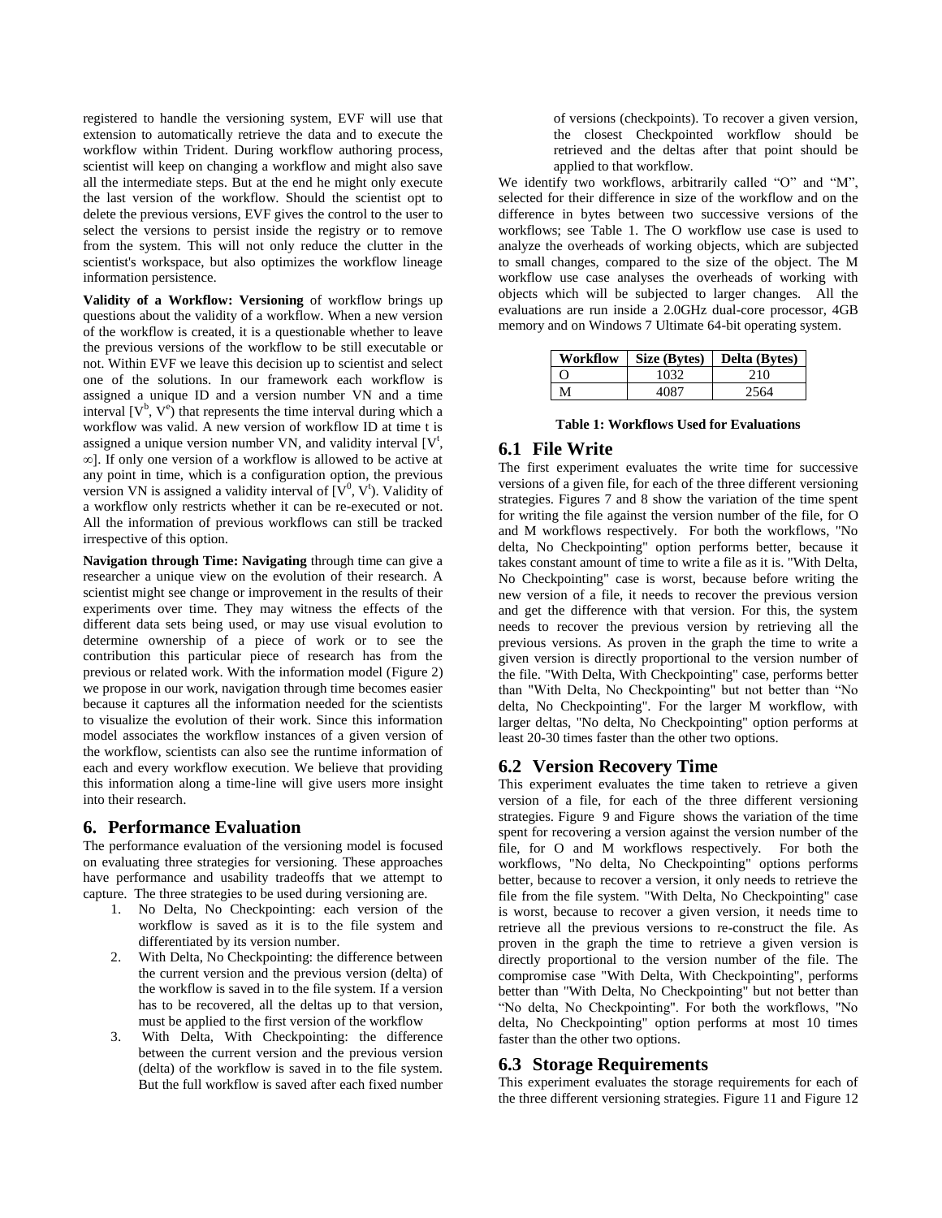registered to handle the versioning system, EVF will use that extension to automatically retrieve the data and to execute the workflow within Trident. During workflow authoring process, scientist will keep on changing a workflow and might also save all the intermediate steps. But at the end he might only execute the last version of the workflow. Should the scientist opt to delete the previous versions, EVF gives the control to the user to select the versions to persist inside the registry or to remove from the system. This will not only reduce the clutter in the scientist's workspace, but also optimizes the workflow lineage information persistence.

**Validity of a Workflow: Versioning** of workflow brings up questions about the validity of a workflow. When a new version of the workflow is created, it is a questionable whether to leave the previous versions of the workflow to be still executable or not. Within EVF we leave this decision up to scientist and select one of the solutions. In our framework each workflow is assigned a unique ID and a version number VN and a time interval $[V^b, V^e)$ that represents the time interval during which a workflow was valid. A new version of workflow ID at time t is assigned a unique version number VN, and validity interval $[V^t, \infty]$. If only one version of a workflow is allowed to be active at any point in time, which is a configuration option, the previous version VN is assigned a validity interval of $[V^0, V^t)$. Validity of a workflow only restricts whether it can be re-executed or not. All the information of previous workflows can still be tracked irrespective of this option.

**Navigation through Time: Navigating** through time can give a researcher a unique view on the evolution of their research. A scientist might see change or improvement in the results of their experiments over time. They may witness the effects of the different data sets being used, or may use visual evolution to determine ownership of a piece of work or to see the contribution this particular piece of research has from the previous or related work. With the information model (Figure 2) we propose in our work, navigation through time becomes easier because it captures all the information needed for the scientists to visualize the evolution of their work. Since this information model associates the workflow instances of a given version of the workflow, scientists can also see the runtime information of each and every workflow execution. We believe that providing this information along a time-line will give users more insight into their research.

## 6. Performance Evaluation

The performance evaluation of the versioning model is focused on evaluating three strategies for versioning. These approaches have performance and usability tradeoffs that we attempt to capture. The three strategies to be used during versioning are.

1. No Delta, No Checkpointing: each version of the workflow is saved as it is to the file system and differentiated by its version number.
2. With Delta, No Checkpointing: the difference between the current version and the previous version (delta) of the workflow is saved in to the file system. If a version has to be recovered, all the deltas up to that version, must be applied to the first version of the workflow
3. With Delta, With Checkpointing: the difference between the current version and the previous version (delta) of the workflow is saved in to the file system. But the full workflow is saved after each fixed number of versions (checkpoints). To recover a given version, the closest Checkpointed workflow should be retrieved and the deltas after that point should be applied to that workflow.

We identify two workflows, arbitrarily called "O" and "M", selected for their difference in size of the workflow and on the difference in bytes between two successive versions of the workflows; see Table 1. The O workflow use case is used to analyze the overheads of working objects, which are subjected to small changes, compared to the size of the object. The M workflow use case analyses the overheads of working with objects which will be subjected to larger changes. All the evaluations are run inside a 2.0GHz dual-core processor, 4GB memory and on Windows 7 Ultimate 64-bit operating system.

| Workflow | Size (Bytes) | Delta (Bytes) |
|---|---|---|
| O | 1032 | 210 |
| M | 4087 | 2564 |

**Table 1: Workflows Used for Evaluations**

### 6.1 File Write

The first experiment evaluates the write time for successive versions of a given file, for each of the three different versioning strategies. Figures 7 and 8 show the variation of the time spent for writing the file against the version number of the file, for O and M workflows respectively. For both the workflows, "No delta, No Checkpointing" option performs better, because it takes constant amount of time to write a file as it is. "With Delta, No Checkpointing" case is worst, because before writing the new version of a file, it needs to recover the previous version and get the difference with that version. For this, the system needs to recover the previous version by retrieving all the previous versions. As proven in the graph the time to write a given version is directly proportional to the version number of the file. "With Delta, With Checkpointing" case, performs better than "With Delta, No Checkpointing" but not better than "No delta, No Checkpointing". For the larger M workflow, with larger deltas, "No delta, No Checkpointing" option performs at least 20-30 times faster than the other two options.

### 6.2 Version Recovery Time

This experiment evaluates the time taken to retrieve a given version of a file, for each of the three different versioning strategies. Figure 9 and Figure shows the variation of the time spent for recovering a version against the version number of the file, for O and M workflows respectively. For both the workflows, "No delta, No Checkpointing" options performs better, because to recover a version, it only needs to retrieve the file from the file system. "With Delta, No Checkpointing" case is worst, because to recover a given version, it needs time to retrieve all the previous versions to re-construct the file. As proven in the graph the time to retrieve a given version is directly proportional to the version number of the file. The compromise case "With Delta, With Checkpointing", performs better than "With Delta, No Checkpointing" but not better than "No delta, No Checkpointing". For both the workflows, "No delta, No Checkpointing" option performs at most 10 times faster than the other two options.

### 6.3 Storage Requirements

This experiment evaluates the storage requirements for each of the three different versioning strategies. Figure 11 and Figure 12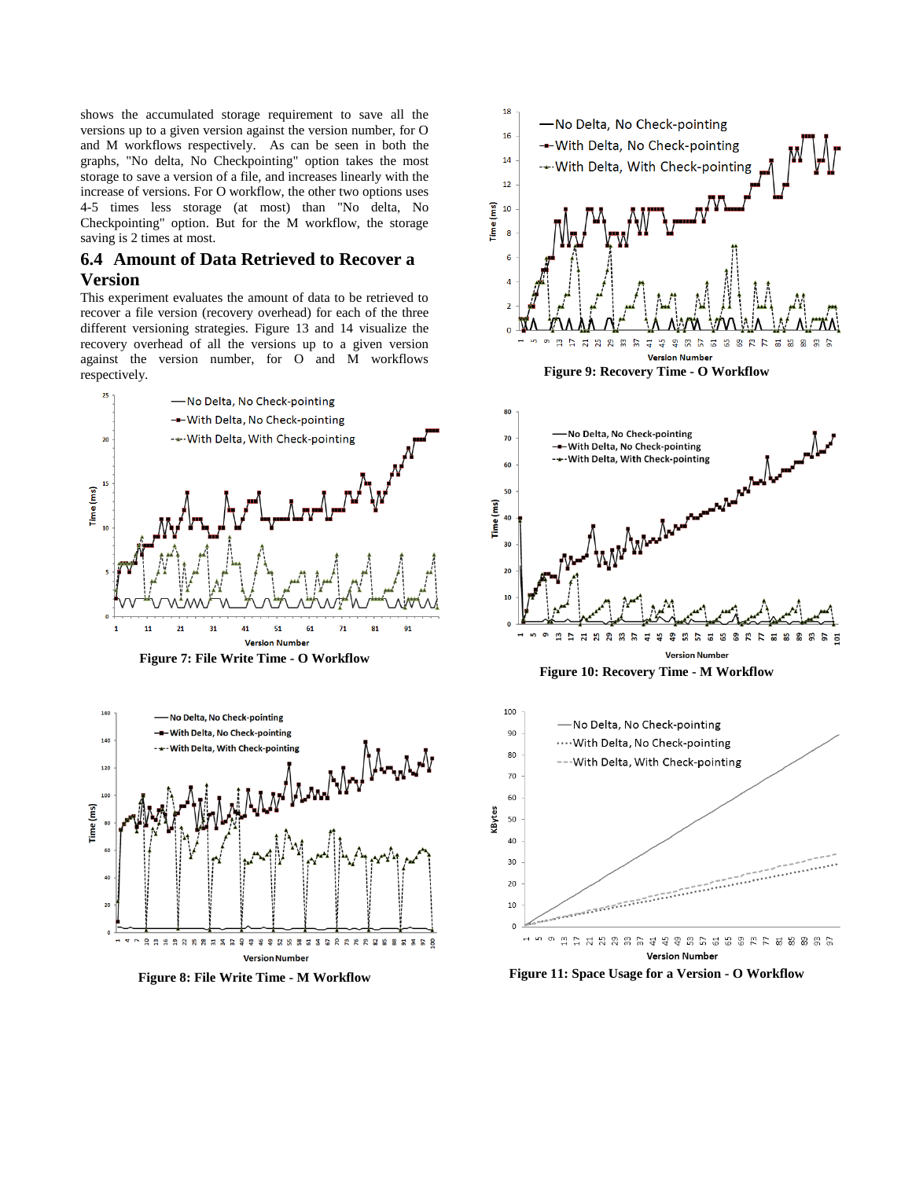shows the accumulated storage requirement to save all the versions up to a given version against the version number, for O and M workflows respectively. As can be seen in both the graphs, "No delta, No Checkpointing" option takes the most storage to save a version of a file, and increases linearly with the increase of versions. For O workflow, the other two options uses 4-5 times less storage (at most) than "No delta, No Checkpointing" option. But for the M workflow, the storage saving is 2 times at most.

## 6.4 Amount of Data Retrieved to Recover a Version

This experiment evaluates the amount of data to be retrieved to recover a file version (recovery overhead) for each of the three different versioning strategies. Figure 13 and 14 visualize the recovery overhead of all the versions up to a given version against the version number, for O and M workflows respectively.

Figure 7: File Write Time - O Workflow

Figure 8: File Write Time - M Workflow

Figure 9: Recovery Time - O Workflow

Figure 10: Recovery Time - M Workflow

Figure 11: Space Usage for a Version - O Workflow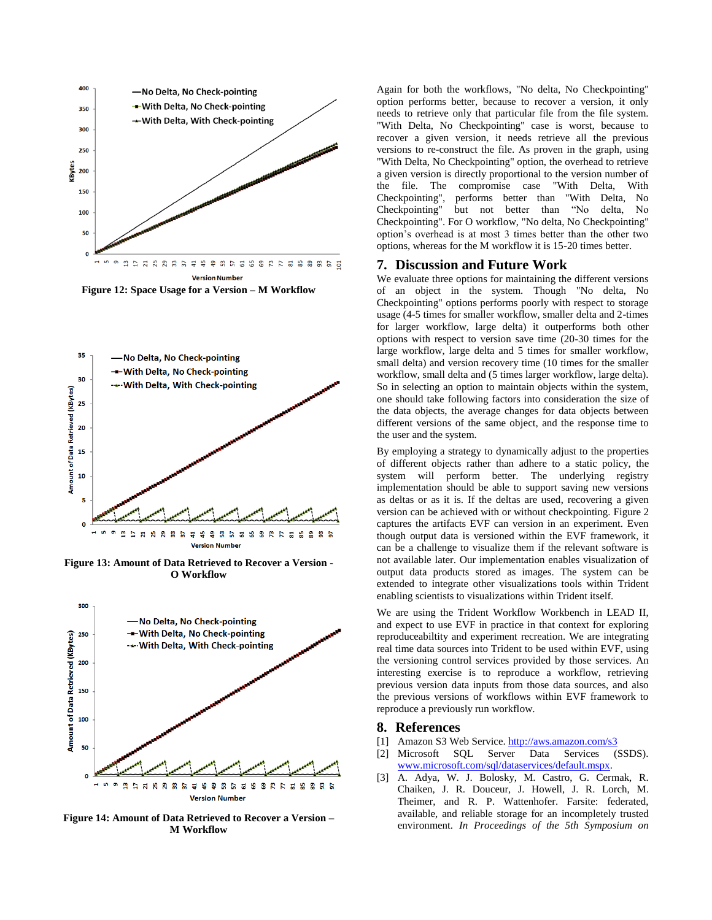Figure 12: Space Usage for a Version – M Workflow

Figure 13: Amount of Data Retrieved to Recover a Version - O Workflow

Figure 14: Amount of Data Retrieved to Recover a Version – M Workflow

Again for both the workflows, "No delta, No Checkpointing" option performs better, because to recover a version, it only needs to retrieve only that particular file from the file system. "With Delta, No Checkpointing" case is worst, because to recover a given version, it needs retrieve all the previous versions to re-construct the file. As proven in the graph, using "With Delta, No Checkpointing" option, the overhead to retrieve a given version is directly proportional to the version number of the file. The compromise case "With Delta, With Checkpointing", performs better than "With Delta, No Checkpointing" but not better than "No delta, No Checkpointing". For O workflow, "No delta, No Checkpointing" option's overhead is at most 3 times better than the other two options, whereas for the M workflow it is 15-20 times better.

## 7. Discussion and Future Work

We evaluate three options for maintaining the different versions of an object in the system. Though "No delta, No Checkpointing" options performs poorly with respect to storage usage (4-5 times for smaller workflow, smaller delta and 2-times for larger workflow, large delta) it outperforms both other options with respect to version save time (20-30 times for the large workflow, large delta and 5 times for smaller workflow, small delta) and version recovery time (10 times for the smaller workflow, small delta and (5 times larger workflow, large delta). So in selecting an option to maintain objects within the system, one should take following factors into consideration the size of the data objects, the average changes for data objects between different versions of the same object, and the response time to the user and the system.

By employing a strategy to dynamically adjust to the properties of different objects rather than adhere to a static policy, the system will perform better. The underlying registry implementation should be able to support saving new versions as deltas or as it is. If the deltas are used, recovering a given version can be achieved with or without checkpointing. Figure 2 captures the artifacts EVF can version in an experiment. Even though output data is versioned within the EVF framework, it can be a challenge to visualize them if the relevant software is not available later. Our implementation enables visualization of output data products stored as images. The system can be extended to integrate other visualizations tools within Trident enabling scientists to visualizations within Trident itself.

We are using the Trident Workflow Workbench in LEAD II, and expect to use EVF in practice in that context for exploring reproduceabiltiy and experiment recreation. We are integrating real time data sources into Trident to be used within EVF, using the versioning control services provided by those services. An interesting exercise is to reproduce a workflow, retrieving previous version data inputs from those data sources, and also the previous versions of workflows within EVF framework to reproduce a previously run workflow.

## 8. References

[1] Amazon S3 Web Service. http://aws.amazon.com/s3

[2] Microsoft SQL Server Data Services (SSDS). www.microsoft.com/sql/dataservices/default.mspx.

[3] A. Adya, W. J. Bolosky, M. Castro, G. Cermak, R. Chaiken, J. R. Douceur, J. Howell, J. R. Lorch, M. Theimer, and R. P. Wattenhofer. Farsite: federated, available, and reliable storage for an incompletely trusted environment. *In Proceedings of the 5th Symposium on*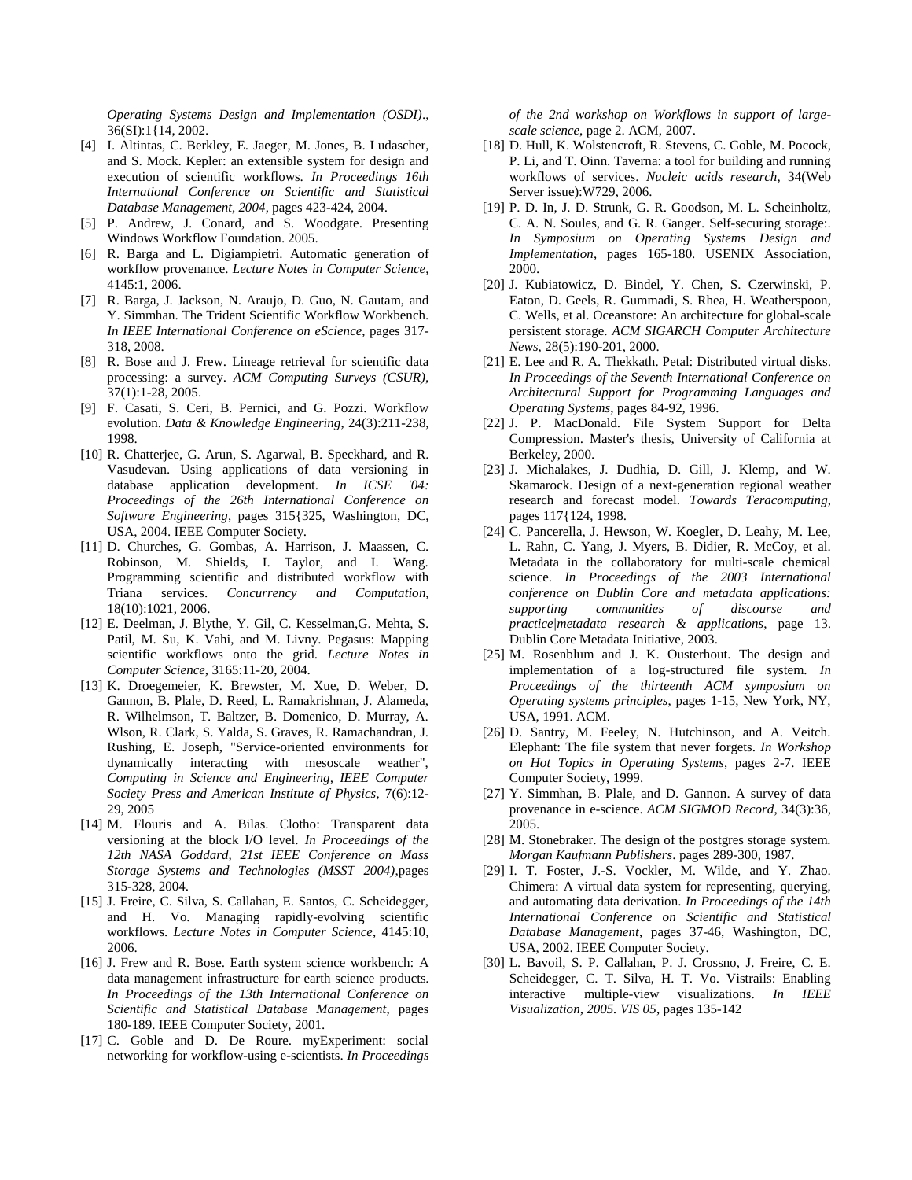*Operating Systems Design and Implementation (OSDI)*., 36(SI):1{14, 2002.

[4] I. Altintas, C. Berkley, E. Jaeger, M. Jones, B. Ludascher, and S. Mock. Kepler: an extensible system for design and execution of scientific workflows. *In Proceedings 16th International Conference on Scientific and Statistical Database Management, 2004*, pages 423-424, 2004.

[5] P. Andrew, J. Conard, and S. Woodgate. Presenting Windows Workflow Foundation. 2005.

[6] R. Barga and L. Digiampietri. Automatic generation of workflow provenance. *Lecture Notes in Computer Science*, 4145:1, 2006.

[7] R. Barga, J. Jackson, N. Araujo, D. Guo, N. Gautam, and Y. Simmhan. The Trident Scientific Workflow Workbench. *In IEEE International Conference on eScience*, pages 317-318, 2008.

[8] R. Bose and J. Frew. Lineage retrieval for scientific data processing: a survey. *ACM Computing Surveys (CSUR)*, 37(1):1-28, 2005.

[9] F. Casati, S. Ceri, B. Pernici, and G. Pozzi. Workflow evolution. *Data & Knowledge Engineering*, 24(3):211-238, 1998.

[10] R. Chatterjee, G. Arun, S. Agarwal, B. Speckhard, and R. Vasudevan. Using applications of data versioning in database application development. *In ICSE '04: Proceedings of the 26th International Conference on Software Engineering*, pages 315{325, Washington, DC, USA, 2004. IEEE Computer Society.

[11] D. Churches, G. Gombas, A. Harrison, J. Maassen, C. Robinson, M. Shields, I. Taylor, and I. Wang. Programming scientific and distributed workflow with Triana services. *Concurrency and Computation*, 18(10):1021, 2006.

[12] E. Deelman, J. Blythe, Y. Gil, C. Kesselman,G. Mehta, S. Patil, M. Su, K. Vahi, and M. Livny. Pegasus: Mapping scientific workflows onto the grid. *Lecture Notes in Computer Science*, 3165:11-20, 2004.

[13] K. Droegemeier, K. Brewster, M. Xue, D. Weber, D. Gannon, B. Plale, D. Reed, L. Ramakrishnan, J. Alameda, R. Wilhelmson, T. Baltzer, B. Domenico, D. Murray, A. Wlson, R. Clark, S. Yalda, S. Graves, R. Ramachandran, J. Rushing, E. Joseph, "Service-oriented environments for dynamically interacting with mesoscale weather", *Computing in Science and Engineering, IEEE Computer Society Press and American Institute of Physics*, 7(6):12-29, 2005

[14] M. Flouris and A. Bilas. Clotho: Transparent data versioning at the block I/O level. *In Proceedings of the 12th NASA Goddard, 21st IEEE Conference on Mass Storage Systems and Technologies (MSST 2004)*,pages 315-328, 2004.

[15] J. Freire, C. Silva, S. Callahan, E. Santos, C. Scheidegger, and H. Vo. Managing rapidly-evolving scientific workflows. *Lecture Notes in Computer Science*, 4145:10, 2006.

[16] J. Frew and R. Bose. Earth system science workbench: A data management infrastructure for earth science products. *In Proceedings of the 13th International Conference on Scientific and Statistical Database Management*, pages 180-189. IEEE Computer Society, 2001.

[17] C. Goble and D. De Roure. myExperiment: social networking for workflow-using e-scientists. *In Proceedings of the 2nd workshop on Workflows in support of large-scale science*, page 2. ACM, 2007.

[18] D. Hull, K. Wolstencroft, R. Stevens, C. Goble, M. Pocock, P. Li, and T. Oinn. Taverna: a tool for building and running workflows of services. *Nucleic acids research*, 34(Web Server issue):W729, 2006.

[19] P. D. In, J. D. Strunk, G. R. Goodson, M. L. Scheinholtz, C. A. N. Soules, and G. R. Ganger. Self-securing storage:. *In Symposium on Operating Systems Design and Implementation*, pages 165-180. USENIX Association, 2000.

[20] J. Kubiatowicz, D. Bindel, Y. Chen, S. Czerwinski, P. Eaton, D. Geels, R. Gummadi, S. Rhea, H. Weatherspoon, C. Wells, et al. Oceanstore: An architecture for global-scale persistent storage. *ACM SIGARCH Computer Architecture News*, 28(5):190-201, 2000.

[21] E. Lee and R. A. Thekkath. Petal: Distributed virtual disks. *In Proceedings of the Seventh International Conference on Architectural Support for Programming Languages and Operating Systems*, pages 84-92, 1996.

[22] J. P. MacDonald. File System Support for Delta Compression. Master's thesis, University of California at Berkeley, 2000.

[23] J. Michalakes, J. Dudhia, D. Gill, J. Klemp, and W. Skamarock. Design of a next-generation regional weather research and forecast model. *Towards Teracomputing*, pages 117{124, 1998.

[24] C. Pancerella, J. Hewson, W. Koegler, D. Leahy, M. Lee, L. Rahn, C. Yang, J. Myers, B. Didier, R. McCoy, et al. Metadata in the collaboratory for multi-scale chemical science. *In Proceedings of the 2003 International conference on Dublin Core and metadata applications: supporting communities of discourse and practice|metadata research & applications*, page 13. Dublin Core Metadata Initiative, 2003.

[25] M. Rosenblum and J. K. Ousterhout. The design and implementation of a log-structured file system. *In Proceedings of the thirteenth ACM symposium on Operating systems principles*, pages 1-15, New York, NY, USA, 1991. ACM.

[26] D. Santry, M. Feeley, N. Hutchinson, and A. Veitch. Elephant: The file system that never forgets. *In Workshop on Hot Topics in Operating Systems*, pages 2-7. IEEE Computer Society, 1999.

[27] Y. Simmhan, B. Plale, and D. Gannon. A survey of data provenance in e-science. *ACM SIGMOD Record*, 34(3):36, 2005.

[28] M. Stonebraker. The design of the postgres storage system. *Morgan Kaufmann Publishers*. pages 289-300, 1987.

[29] I. T. Foster, J.-S. Vockler, M. Wilde, and Y. Zhao. Chimera: A virtual data system for representing, querying, and automating data derivation. *In Proceedings of the 14th International Conference on Scientific and Statistical Database Management*, pages 37-46, Washington, DC, USA, 2002. IEEE Computer Society.

[30] L. Bavoil, S. P. Callahan, P. J. Crossno, J. Freire, C. E. Scheidegger, C. T. Silva, H. T. Vo. Vistrails: Enabling interactive multiple-view visualizations. *In IEEE Visualization, 2005. VIS 05*, pages 135-142